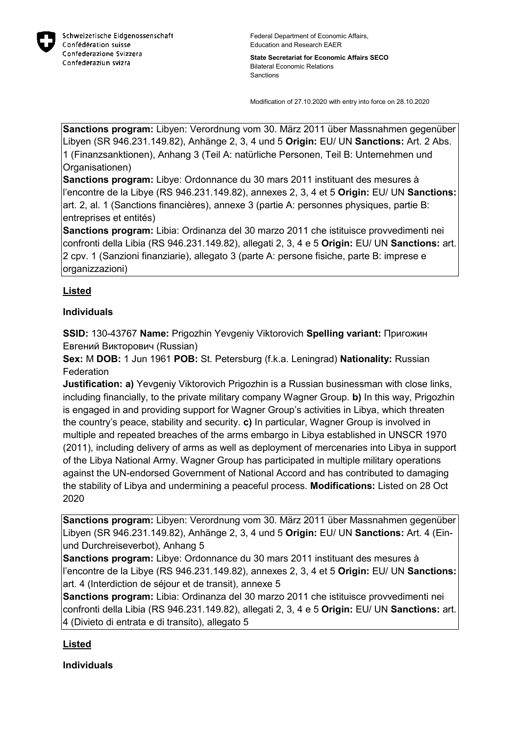Schweizerische Eidgenossenschaft
Confédération suisse
Confederazione Svizzera
Confederaziun svizra

Federal Department of Economic Affairs, Education and Research EAER

**State Secretariat for Economic Affairs SECO**
Bilateral Economic Relations
Sanctions

Modification of 27.10.2020 with entry into force on 28.10.2020

**Sanctions program:** Libyen: Verordnung vom 30. März 2011 über Massnahmen gegenüber Libyen (SR 946.231.149.82), Anhänge 2, 3, 4 und 5 **Origin:** EU/ UN **Sanctions:** Art. 2 Abs. 1 (Finanzsanktionen), Anhang 3 (Teil A: natürliche Personen, Teil B: Unternehmen und Organisationen)
**Sanctions program:** Libye: Ordonnance du 30 mars 2011 instituant des mesures à l'encontre de la Libye (RS 946.231.149.82), annexes 2, 3, 4 et 5 **Origin:** EU/ UN **Sanctions:** art. 2, al. 1 (Sanctions financières), annexe 3 (partie A: personnes physiques, partie B: entreprises et entités)
**Sanctions program:** Libia: Ordinanza del 30 marzo 2011 che istituisce provvedimenti nei confronti della Libia (RS 946.231.149.82), allegati 2, 3, 4 e 5 **Origin:** EU/ UN **Sanctions:** art. 2 cpv. 1 (Sanzioni finanziarie), allegato 3 (parte A: persone fisiche, parte B: imprese e organizzazioni)

**Listed**

**Individuals**

**SSID:** 130-43767 **Name:** Prigozhin Yevgeniy Viktorovich **Spelling variant:** Пригожин Евгений Викторович (Russian)
**Sex:** M **DOB:** 1 Jun 1961 **POB:** St. Petersburg (f.k.a. Leningrad) **Nationality:** Russian Federation
**Justification: a)** Yevgeniy Viktorovich Prigozhin is a Russian businessman with close links, including financially, to the private military company Wagner Group. **b)** In this way, Prigozhin is engaged in and providing support for Wagner Group's activities in Libya, which threaten the country's peace, stability and security. **c)** In particular, Wagner Group is involved in multiple and repeated breaches of the arms embargo in Libya established in UNSCR 1970 (2011), including delivery of arms as well as deployment of mercenaries into Libya in support of the Libya National Army. Wagner Group has participated in multiple military operations against the UN-endorsed Government of National Accord and has contributed to damaging the stability of Libya and undermining a peaceful process. **Modifications:** Listed on 28 Oct 2020

**Sanctions program:** Libyen: Verordnung vom 30. März 2011 über Massnahmen gegenüber Libyen (SR 946.231.149.82), Anhänge 2, 3, 4 und 5 **Origin:** EU/ UN **Sanctions:** Art. 4 (Ein- und Durchreiseverbot), Anhang 5
**Sanctions program:** Libye: Ordonnance du 30 mars 2011 instituant des mesures à l'encontre de la Libye (RS 946.231.149.82), annexes 2, 3, 4 et 5 **Origin:** EU/ UN **Sanctions:** art. 4 (Interdiction de séjour et de transit), annexe 5
**Sanctions program:** Libia: Ordinanza del 30 marzo 2011 che istituisce provvedimenti nei confronti della Libia (RS 946.231.149.82), allegati 2, 3, 4 e 5 **Origin:** EU/ UN **Sanctions:** art. 4 (Divieto di entrata e di transito), allegato 5

**Listed**

**Individuals**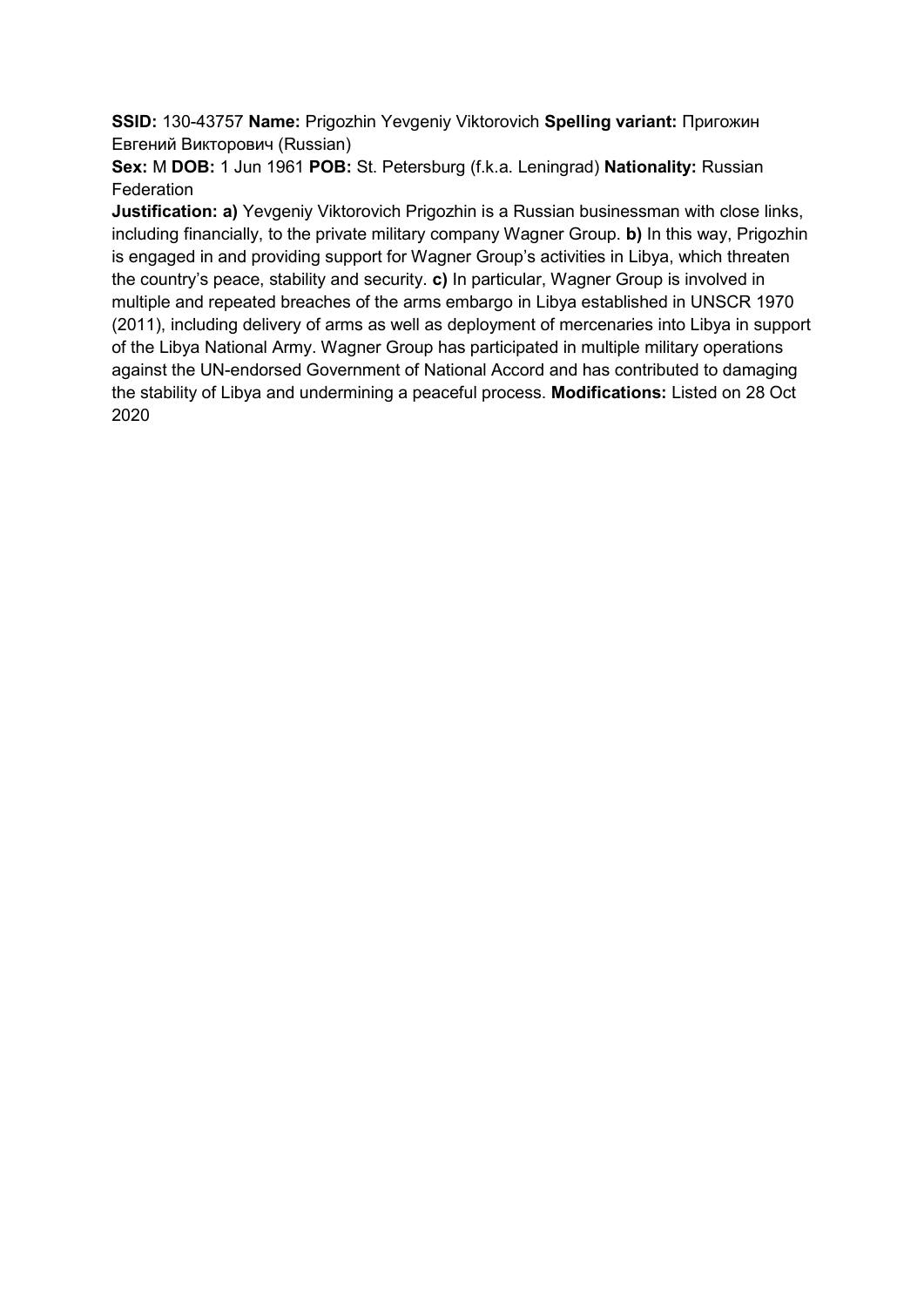**SSID:** 130-43757 **Name:** Prigozhin Yevgeniy Viktorovich **Spelling variant:** Пригожин Евгений Викторович (Russian)

**Sex:** M **DOB:** 1 Jun 1961 **POB:** St. Petersburg (f.k.a. Leningrad) **Nationality:** Russian Federation

**Justification: a)** Yevgeniy Viktorovich Prigozhin is a Russian businessman with close links, including financially, to the private military company Wagner Group. **b)** In this way, Prigozhin is engaged in and providing support for Wagner Group's activities in Libya, which threaten the country's peace, stability and security. **c)** In particular, Wagner Group is involved in multiple and repeated breaches of the arms embargo in Libya established in UNSCR 1970 (2011), including delivery of arms as well as deployment of mercenaries into Libya in support of the Libya National Army. Wagner Group has participated in multiple military operations against the UN-endorsed Government of National Accord and has contributed to damaging the stability of Libya and undermining a peaceful process. **Modifications:** Listed on 28 Oct 2020